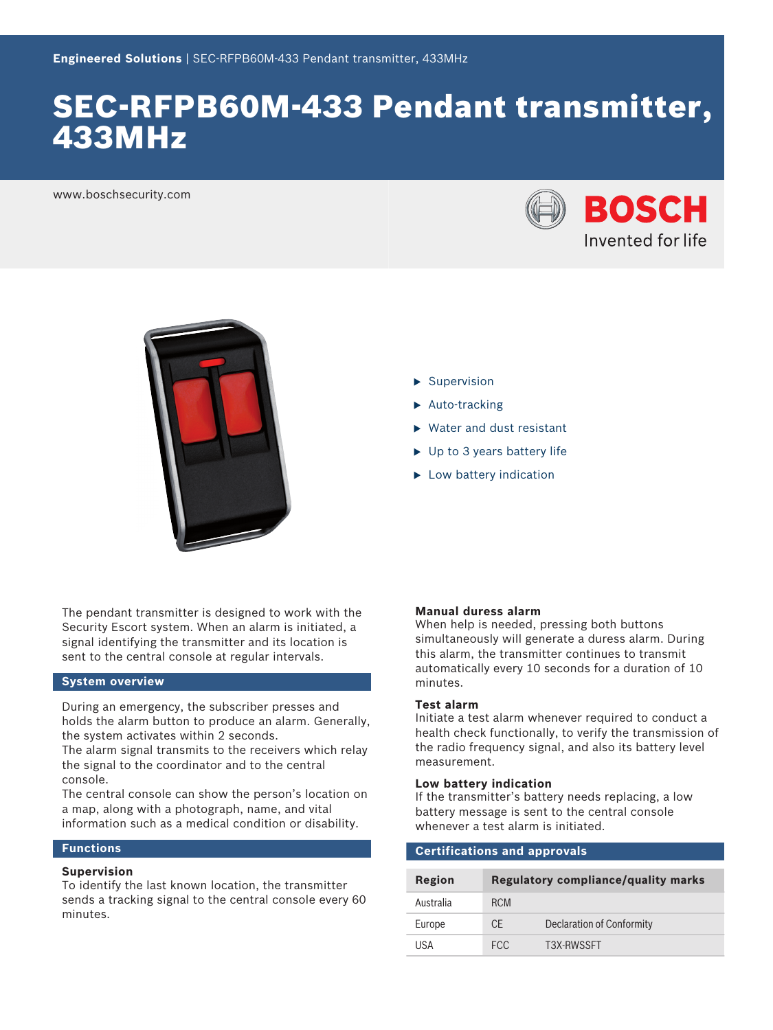Engineered Solutions | SEC-RFPB60M-433 Pendant transmitter, 433MHz

# SEC-RFPB60M-433 Pendant transmitter, 433MHz

www.boschsecurity.com

BOSCH
Invented for life

- Supervision
- Auto-tracking
- Water and dust resistant
- Up to 3 years battery life
- Low battery indication

The pendant transmitter is designed to work with the Security Escort system. When an alarm is initiated, a signal identifying the transmitter and its location is sent to the central console at regular intervals.

## System overview

During an emergency, the subscriber presses and holds the alarm button to produce an alarm. Generally, the system activates within 2 seconds.
The alarm signal transmits to the receivers which relay the signal to the coordinator and to the central console.
The central console can show the person's location on a map, along with a photograph, name, and vital information such as a medical condition or disability.

## Functions

**Supervision**
To identify the last known location, the transmitter sends a tracking signal to the central console every 60 minutes.

**Manual duress alarm**
When help is needed, pressing both buttons simultaneously will generate a duress alarm. During this alarm, the transmitter continues to transmit automatically every 10 seconds for a duration of 10 minutes.

**Test alarm**
Initiate a test alarm whenever required to conduct a health check functionally, to verify the transmission of the radio frequency signal, and also its battery level measurement.

**Low battery indication**
If the transmitter's battery needs replacing, a low battery message is sent to the central console whenever a test alarm is initiated.

## Certifications and approvals

| Region | Regulatory compliance/quality marks | |
|---|---|---|
| Australia | RCM | |
| Europe | CE | Declaration of Conformity |
| USA | FCC | T3X-RWSSFT |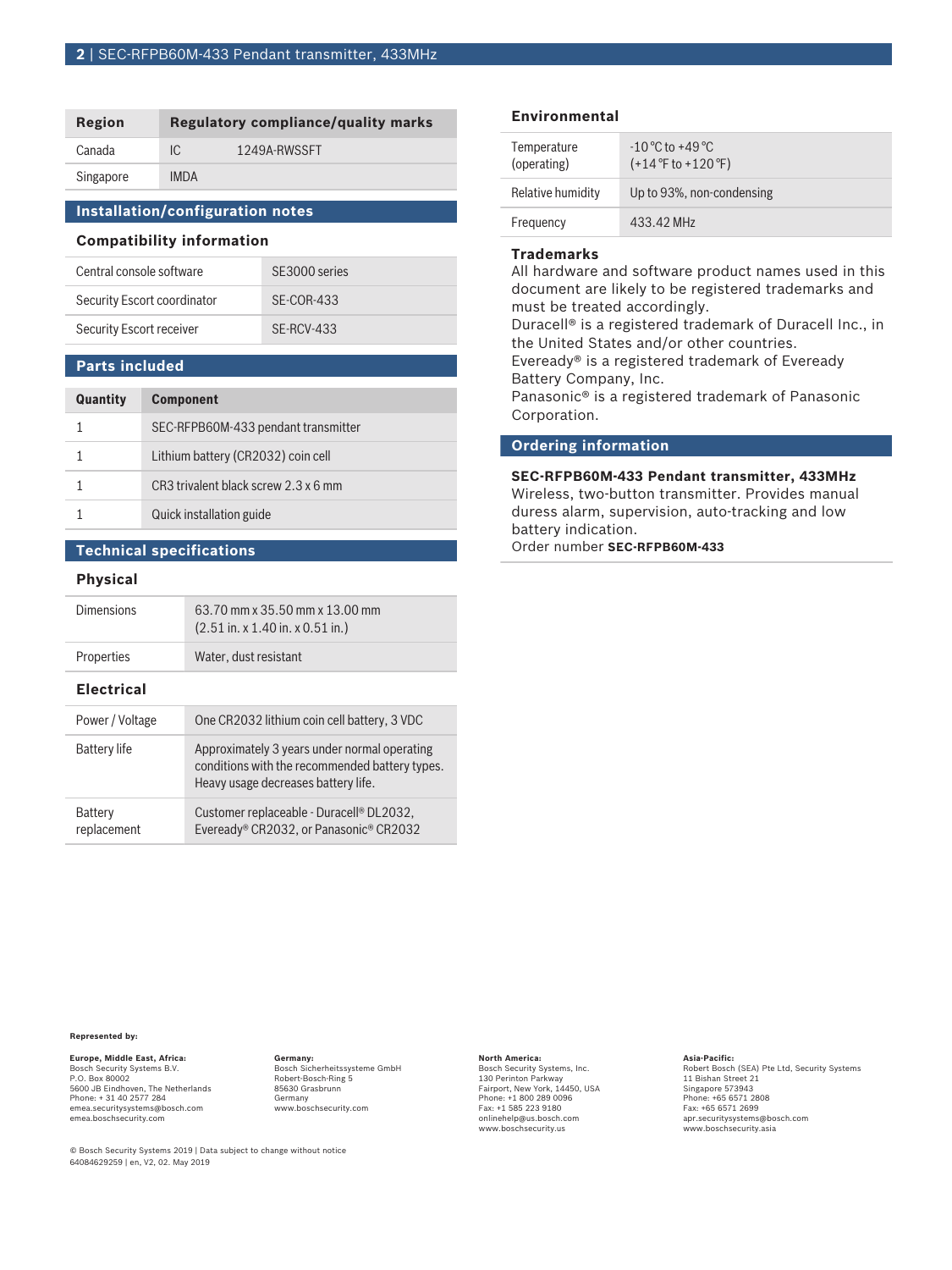| Region | Regulatory compliance/quality marks | |
|---|---|---|
| Canada | IC | 1249A-RWSSFT |
| Singapore | IMDA | |

## Installation/configuration notes

### Compatibility information

| | |
|---|---|
| Central console software | SE3000 series |
| Security Escort coordinator | SE-COR-433 |
| Security Escort receiver | SE-RCV-433 |

## Parts included

| Quantity | Component |
|---|---|
| 1 | SEC-RFPB60M-433 pendant transmitter |
| 1 | Lithium battery (CR2032) coin cell |
| 1 | CR3 trivalent black screw 2.3 x 6 mm |
| 1 | Quick installation guide |

## Technical specifications

### Physical

| | |
|---|---|
| Dimensions | 63.70 mm x 35.50 mm x 13.00 mm (2.51 in. x 1.40 in. x 0.51 in.) |
| Properties | Water, dust resistant |

### Electrical

| | |
|---|---|
| Power / Voltage | One CR2032 lithium coin cell battery, 3 VDC |
| Battery life | Approximately 3 years under normal operating conditions with the recommended battery types. Heavy usage decreases battery life. |
| Battery replacement | Customer replaceable - Duracell® DL2032, Eveready® CR2032, or Panasonic® CR2032 |

### Environmental

| | |
|---|---|
| Temperature (operating) | -10 °C to +49 °C (+14 °F to +120 °F) |
| Relative humidity | Up to 93%, non-condensing |
| Frequency | 433.42 MHz |

### Trademarks

All hardware and software product names used in this document are likely to be registered trademarks and must be treated accordingly.
Duracell® is a registered trademark of Duracell Inc., in the United States and/or other countries.
Eveready® is a registered trademark of Eveready Battery Company, Inc.
Panasonic® is a registered trademark of Panasonic Corporation.

## Ordering information

**SEC-RFPB60M-433 Pendant transmitter, 433MHz**
Wireless, two-button transmitter. Provides manual duress alarm, supervision, auto-tracking and low battery indication.
Order number **SEC-RFPB60M-433**

**Represented by:**

**Europe, Middle East, Africa:**
Bosch Security Systems B.V.
P.O. Box 80002
5600 JB Eindhoven, The Netherlands
Phone: + 31 40 2577 284
emea.securitysystems@bosch.com
emea.boschsecurity.com

**Germany:**
Bosch Sicherheitssysteme GmbH
Robert-Bosch-Ring 5
85630 Grasbrunn
Germany
www.boschsecurity.com

**North America:**
Bosch Security Systems, Inc.
130 Perinton Parkway
Fairport, New York, 14450, USA
Phone: +1 800 289 0096
Fax: +1 585 223 9180
onlinehelp@us.bosch.com
www.boschsecurity.us

**Asia-Pacific:**
Robert Bosch (SEA) Pte Ltd, Security Systems
11 Bishan Street 21
Singapore 573943
Phone: +65 6571 2808
Fax: +65 6571 2699
apr.securitysystems@bosch.com
www.boschsecurity.asia

© Bosch Security Systems 2019 | Data subject to change without notice
64084629259 | en, V2, 02. May 2019